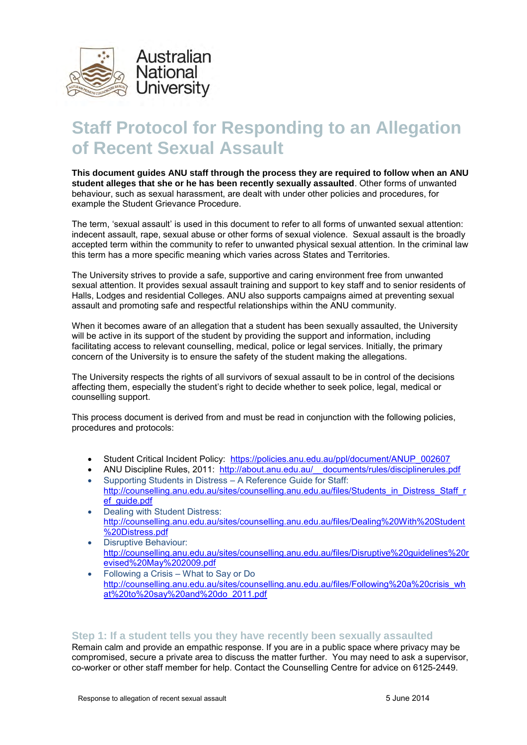Australian National University

# Staff Protocol for Responding to an Allegation of Recent Sexual Assault

**This document guides ANU staff through the process they are required to follow when an ANU student alleges that she or he has been recently sexually assaulted**. Other forms of unwanted behaviour, such as sexual harassment, are dealt with under other policies and procedures, for example the Student Grievance Procedure.

The term, 'sexual assault' is used in this document to refer to all forms of unwanted sexual attention: indecent assault, rape, sexual abuse or other forms of sexual violence. Sexual assault is the broadly accepted term within the community to refer to unwanted physical sexual attention. In the criminal law this term has a more specific meaning which varies across States and Territories.

The University strives to provide a safe, supportive and caring environment free from unwanted sexual attention. It provides sexual assault training and support to key staff and to senior residents of Halls, Lodges and residential Colleges. ANU also supports campaigns aimed at preventing sexual assault and promoting safe and respectful relationships within the ANU community.

When it becomes aware of an allegation that a student has been sexually assaulted, the University will be active in its support of the student by providing the support and information, including facilitating access to relevant counselling, medical, police or legal services. Initially, the primary concern of the University is to ensure the safety of the student making the allegations.

The University respects the rights of all survivors of sexual assault to be in control of the decisions affecting them, especially the student's right to decide whether to seek police, legal, medical or counselling support.

This process document is derived from and must be read in conjunction with the following policies, procedures and protocols:

- Student Critical Incident Policy: https://policies.anu.edu.au/ppl/document/ANUP_002607
- ANU Discipline Rules, 2011: http://about.anu.edu.au/__documents/rules/disciplinerules.pdf
- Supporting Students in Distress – A Reference Guide for Staff: http://counselling.anu.edu.au/sites/counselling.anu.edu.au/files/Students_in_Distress_Staff_ref_guide.pdf
- Dealing with Student Distress: http://counselling.anu.edu.au/sites/counselling.anu.edu.au/files/Dealing%20With%20Student%20Distress.pdf
- Disruptive Behaviour: http://counselling.anu.edu.au/sites/counselling.anu.edu.au/files/Disruptive%20guidelines%20revised%20May%202009.pdf
- Following a Crisis – What to Say or Do http://counselling.anu.edu.au/sites/counselling.anu.edu.au/files/Following%20a%20crisis_what%20to%20say%20and%20do_2011.pdf

### Step 1: If a student tells you they have recently been sexually assaulted

Remain calm and provide an empathic response. If you are in a public space where privacy may be compromised, secure a private area to discuss the matter further. You may need to ask a supervisor, co-worker or other staff member for help. Contact the Counselling Centre for advice on 6125-2449.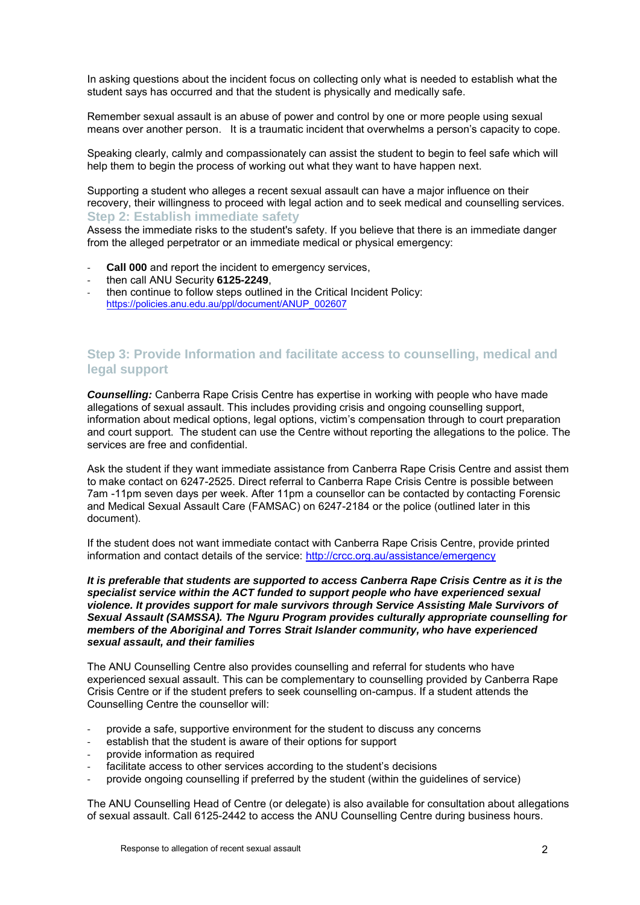In asking questions about the incident focus on collecting only what is needed to establish what the student says has occurred and that the student is physically and medically safe.

Remember sexual assault is an abuse of power and control by one or more people using sexual means over another person. It is a traumatic incident that overwhelms a person's capacity to cope.

Speaking clearly, calmly and compassionately can assist the student to begin to feel safe which will help them to begin the process of working out what they want to have happen next.

Supporting a student who alleges a recent sexual assault can have a major influence on their recovery, their willingness to proceed with legal action and to seek medical and counselling services.

## Step 2: Establish immediate safety

Assess the immediate risks to the student's safety. If you believe that there is an immediate danger from the alleged perpetrator or an immediate medical or physical emergency:

- **Call 000** and report the incident to emergency services,
- then call ANU Security **6125-2249**,
- then continue to follow steps outlined in the Critical Incident Policy: https://policies.anu.edu.au/ppl/document/ANUP_002607

## Step 3: Provide Information and facilitate access to counselling, medical and legal support

***Counselling:*** Canberra Rape Crisis Centre has expertise in working with people who have made allegations of sexual assault. This includes providing crisis and ongoing counselling support, information about medical options, legal options, victim's compensation through to court preparation and court support. The student can use the Centre without reporting the allegations to the police. The services are free and confidential.

Ask the student if they want immediate assistance from Canberra Rape Crisis Centre and assist them to make contact on 6247-2525. Direct referral to Canberra Rape Crisis Centre is possible between 7am -11pm seven days per week. After 11pm a counsellor can be contacted by contacting Forensic and Medical Sexual Assault Care (FAMSAC) on 6247-2184 or the police (outlined later in this document).

If the student does not want immediate contact with Canberra Rape Crisis Centre, provide printed information and contact details of the service: http://crcc.org.au/assistance/emergency

***It is preferable that students are supported to access Canberra Rape Crisis Centre as it is the specialist service within the ACT funded to support people who have experienced sexual violence. It provides support for male survivors through Service Assisting Male Survivors of Sexual Assault (SAMSSA). The Nguru Program provides culturally appropriate counselling for members of the Aboriginal and Torres Strait Islander community, who have experienced sexual assault, and their families***

The ANU Counselling Centre also provides counselling and referral for students who have experienced sexual assault. This can be complementary to counselling provided by Canberra Rape Crisis Centre or if the student prefers to seek counselling on-campus. If a student attends the Counselling Centre the counsellor will:

- provide a safe, supportive environment for the student to discuss any concerns
- establish that the student is aware of their options for support
- provide information as required
- facilitate access to other services according to the student's decisions
- provide ongoing counselling if preferred by the student (within the guidelines of service)

The ANU Counselling Head of Centre (or delegate) is also available for consultation about allegations of sexual assault. Call 6125-2442 to access the ANU Counselling Centre during business hours.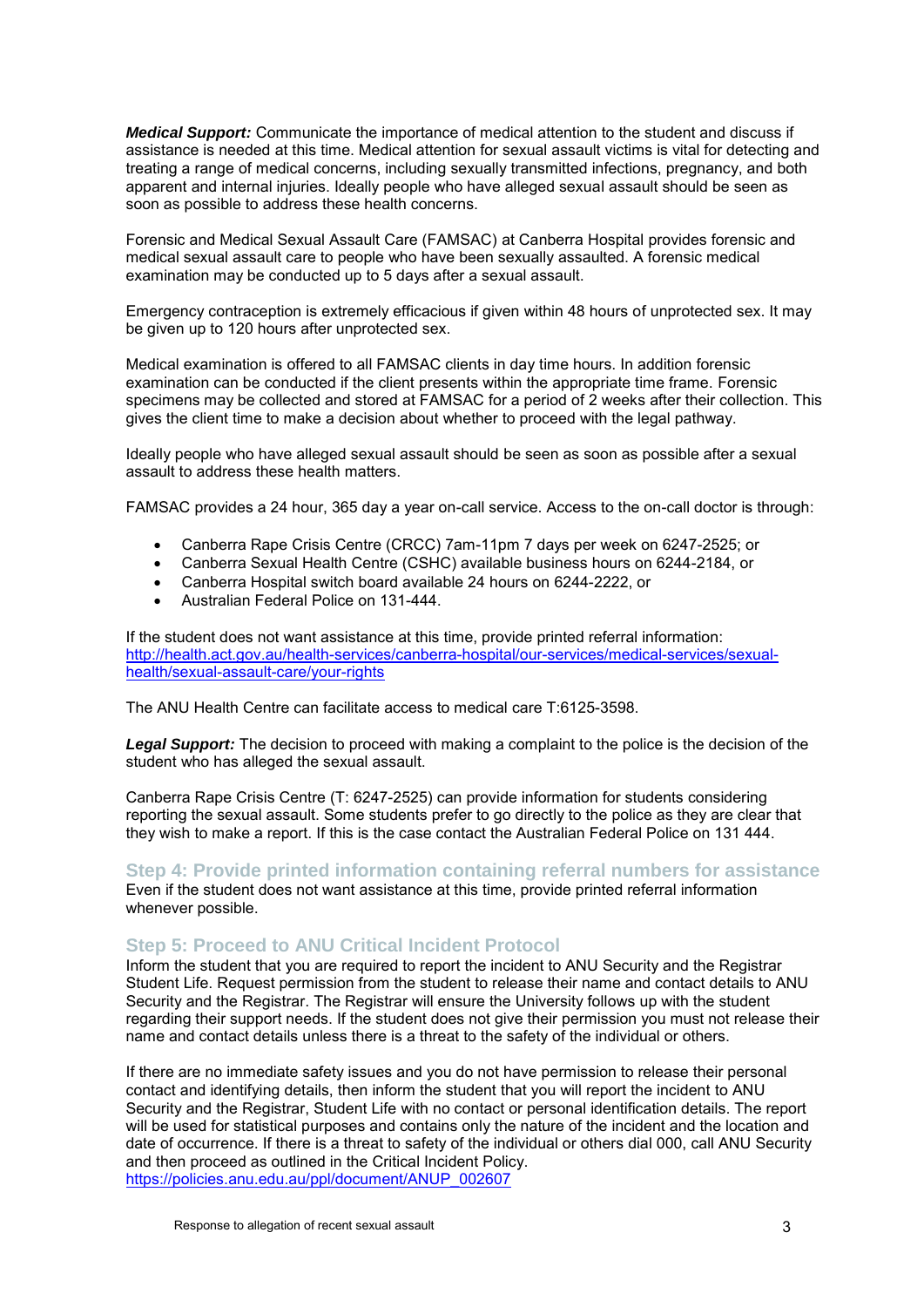***Medical Support:*** Communicate the importance of medical attention to the student and discuss if assistance is needed at this time. Medical attention for sexual assault victims is vital for detecting and treating a range of medical concerns, including sexually transmitted infections, pregnancy, and both apparent and internal injuries. Ideally people who have alleged sexual assault should be seen as soon as possible to address these health concerns.

Forensic and Medical Sexual Assault Care (FAMSAC) at Canberra Hospital provides forensic and medical sexual assault care to people who have been sexually assaulted. A forensic medical examination may be conducted up to 5 days after a sexual assault.

Emergency contraception is extremely efficacious if given within 48 hours of unprotected sex. It may be given up to 120 hours after unprotected sex.

Medical examination is offered to all FAMSAC clients in day time hours. In addition forensic examination can be conducted if the client presents within the appropriate time frame. Forensic specimens may be collected and stored at FAMSAC for a period of 2 weeks after their collection. This gives the client time to make a decision about whether to proceed with the legal pathway.

Ideally people who have alleged sexual assault should be seen as soon as possible after a sexual assault to address these health matters.

FAMSAC provides a 24 hour, 365 day a year on-call service. Access to the on-call doctor is through:

- Canberra Rape Crisis Centre (CRCC) 7am-11pm 7 days per week on 6247-2525; or
- Canberra Sexual Health Centre (CSHC) available business hours on 6244-2184, or
- Canberra Hospital switch board available 24 hours on 6244-2222, or
- Australian Federal Police on 131-444.

If the student does not want assistance at this time, provide printed referral information: [http://health.act.gov.au/health-services/canberra-hospital/our-services/medical-services/sexual-health/sexual-assault-care/your-rights](http://health.act.gov.au/health-services/canberra-hospital/our-services/medical-services/sexual-health/sexual-assault-care/your-rights)

The ANU Health Centre can facilitate access to medical care T:6125-3598.

***Legal Support:*** The decision to proceed with making a complaint to the police is the decision of the student who has alleged the sexual assault.

Canberra Rape Crisis Centre (T: 6247-2525) can provide information for students considering reporting the sexual assault. Some students prefer to go directly to the police as they are clear that they wish to make a report. If this is the case contact the Australian Federal Police on 131 444.

## Step 4: Provide printed information containing referral numbers for assistance

Even if the student does not want assistance at this time, provide printed referral information whenever possible.

## Step 5: Proceed to ANU Critical Incident Protocol

Inform the student that you are required to report the incident to ANU Security and the Registrar Student Life. Request permission from the student to release their name and contact details to ANU Security and the Registrar. The Registrar will ensure the University follows up with the student regarding their support needs. If the student does not give their permission you must not release their name and contact details unless there is a threat to the safety of the individual or others.

If there are no immediate safety issues and you do not have permission to release their personal contact and identifying details, then inform the student that you will report the incident to ANU Security and the Registrar, Student Life with no contact or personal identification details. The report will be used for statistical purposes and contains only the nature of the incident and the location and date of occurrence. If there is a threat to safety of the individual or others dial 000, call ANU Security and then proceed as outlined in the Critical Incident Policy.
[https://policies.anu.edu.au/ppl/document/ANUP_002607](https://policies.anu.edu.au/ppl/document/ANUP_002607)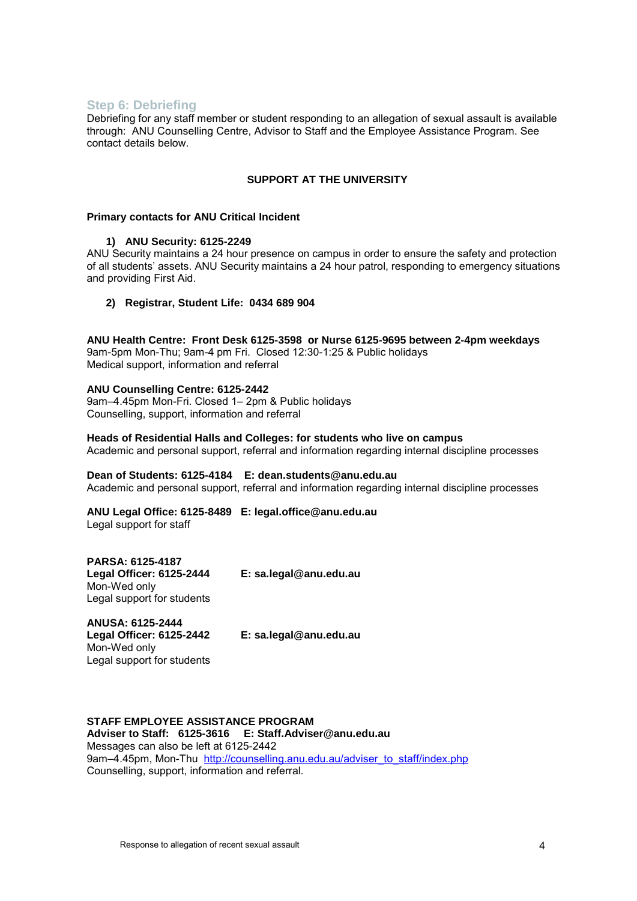## Step 6: Debriefing

Debriefing for any staff member or student responding to an allegation of sexual assault is available through: ANU Counselling Centre, Advisor to Staff and the Employee Assistance Program. See contact details below.

**SUPPORT AT THE UNIVERSITY**

**Primary contacts for ANU Critical Incident**

1) **ANU Security: 6125-2249**

ANU Security maintains a 24 hour presence on campus in order to ensure the safety and protection of all students' assets. ANU Security maintains a 24 hour patrol, responding to emergency situations and providing First Aid.

2) **Registrar, Student Life: 0434 689 904**

**ANU Health Centre: Front Desk 6125-3598 or Nurse 6125-9695 between 2-4pm weekdays**
9am-5pm Mon-Thu; 9am-4 pm Fri. Closed 12:30-1:25 & Public holidays
Medical support, information and referral

**ANU Counselling Centre: 6125-2442**
9am–4.45pm Mon-Fri. Closed 1– 2pm & Public holidays
Counselling, support, information and referral

**Heads of Residential Halls and Colleges: for students who live on campus**
Academic and personal support, referral and information regarding internal discipline processes

**Dean of Students: 6125-4184 E: dean.students@anu.edu.au**
Academic and personal support, referral and information regarding internal discipline processes

**ANU Legal Office: 6125-8489 E: legal.office@anu.edu.au**
Legal support for staff

**PARSA: 6125-4187**
**Legal Officer: 6125-2444** **E: sa.legal@anu.edu.au**
Mon-Wed only
Legal support for students

**ANUSA: 6125-2444**
**Legal Officer: 6125-2442** **E: sa.legal@anu.edu.au**
Mon-Wed only
Legal support for students

**STAFF EMPLOYEE ASSISTANCE PROGRAM**
**Adviser to Staff: 6125-3616 E: Staff.Adviser@anu.edu.au**
Messages can also be left at 6125-2442
9am–4.45pm, Mon-Thu http://counselling.anu.edu.au/adviser_to_staff/index.php
Counselling, support, information and referral.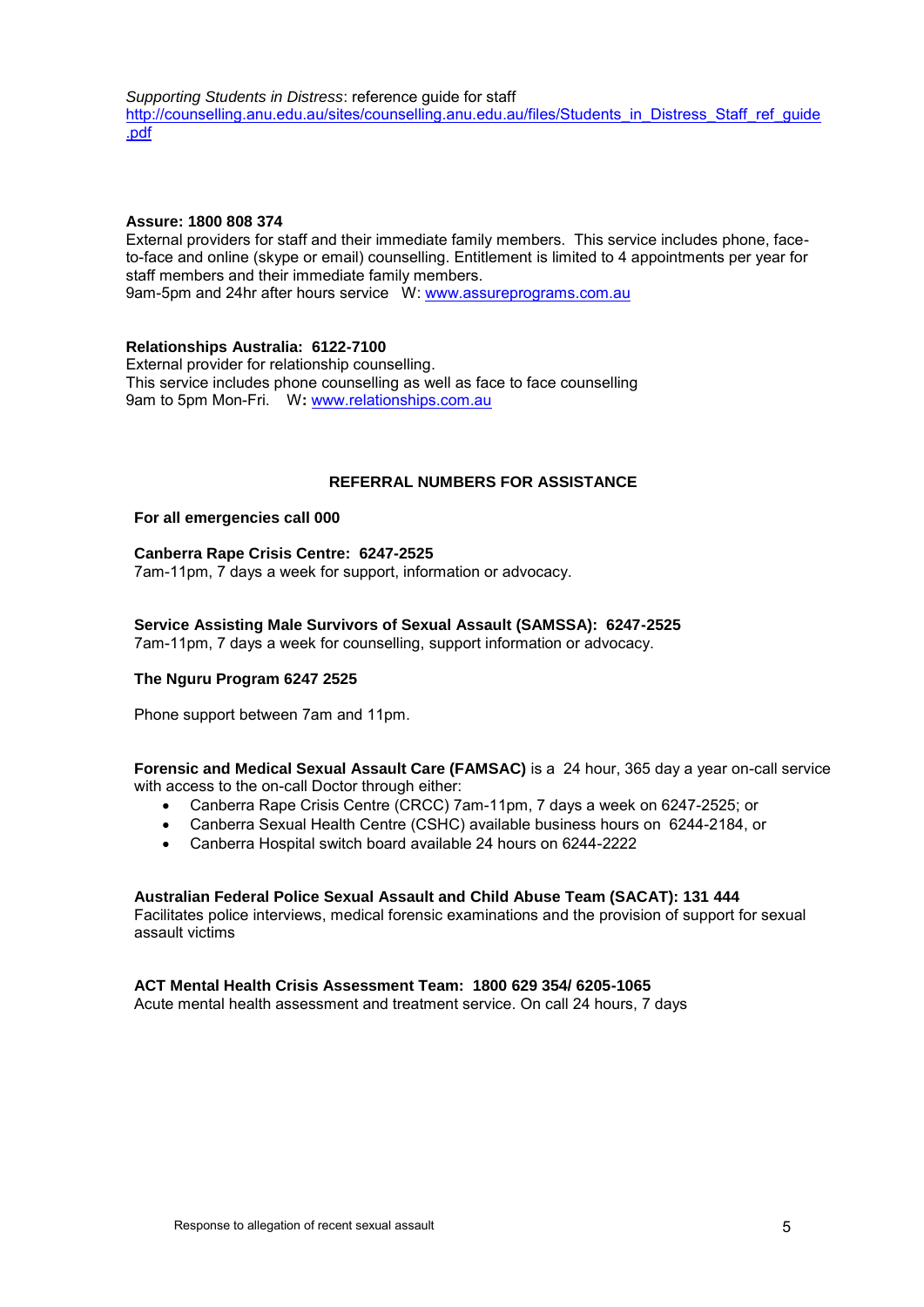*Supporting Students in Distress*: reference guide for staff
http://counselling.anu.edu.au/sites/counselling.anu.edu.au/files/Students_in_Distress_Staff_ref_guide.pdf

**Assure: 1800 808 374**
External providers for staff and their immediate family members. This service includes phone, face-to-face and online (skype or email) counselling. Entitlement is limited to 4 appointments per year for staff members and their immediate family members.
9am-5pm and 24hr after hours service W: www.assureprograms.com.au

**Relationships Australia: 6122-7100**
External provider for relationship counselling.
This service includes phone counselling as well as face to face counselling
9am to 5pm Mon-Fri. **W:** www.relationships.com.au

## REFERRAL NUMBERS FOR ASSISTANCE

**For all emergencies call 000**

**Canberra Rape Crisis Centre: 6247-2525**
7am-11pm, 7 days a week for support, information or advocacy.

**Service Assisting Male Survivors of Sexual Assault (SAMSSA): 6247-2525**
7am-11pm, 7 days a week for counselling, support information or advocacy.

**The Nguru Program 6247 2525**

Phone support between 7am and 11pm.

**Forensic and Medical Sexual Assault Care (FAMSAC)** is a 24 hour, 365 day a year on-call service with access to the on-call Doctor through either:

- Canberra Rape Crisis Centre (CRCC) 7am-11pm, 7 days a week on 6247-2525; or
- Canberra Sexual Health Centre (CSHC) available business hours on 6244-2184, or
- Canberra Hospital switch board available 24 hours on 6244-2222

**Australian Federal Police Sexual Assault and Child Abuse Team (SACAT): 131 444**
Facilitates police interviews, medical forensic examinations and the provision of support for sexual assault victims

**ACT Mental Health Crisis Assessment Team: 1800 629 354/ 6205-1065**
Acute mental health assessment and treatment service. On call 24 hours, 7 days